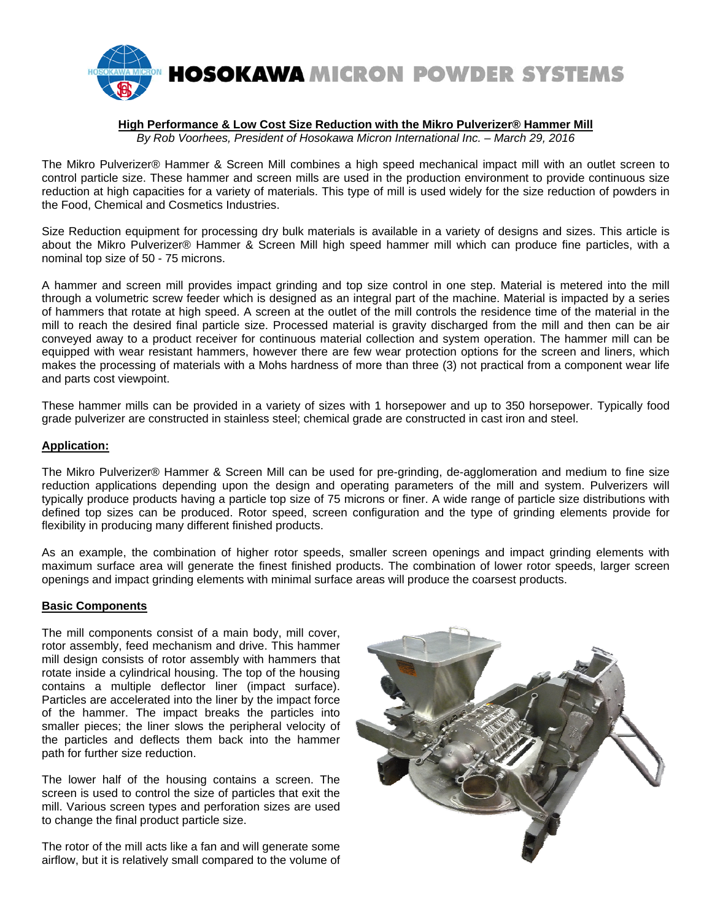HOSOKAWA MICRON POWDER SYSTEMS

## High Performance & Low Cost Size Reduction with the Mikro Pulverizer® Hammer Mill

*By Rob Voorhees, President of Hosokawa Micron International Inc. – March 29, 2016*

The Mikro Pulverizer® Hammer & Screen Mill combines a high speed mechanical impact mill with an outlet screen to control particle size. These hammer and screen mills are used in the production environment to provide continuous size reduction at high capacities for a variety of materials. This type of mill is used widely for the size reduction of powders in the Food, Chemical and Cosmetics Industries.

Size Reduction equipment for processing dry bulk materials is available in a variety of designs and sizes. This article is about the Mikro Pulverizer® Hammer & Screen Mill high speed hammer mill which can produce fine particles, with a nominal top size of 50 - 75 microns.

A hammer and screen mill provides impact grinding and top size control in one step. Material is metered into the mill through a volumetric screw feeder which is designed as an integral part of the machine. Material is impacted by a series of hammers that rotate at high speed. A screen at the outlet of the mill controls the residence time of the material in the mill to reach the desired final particle size. Processed material is gravity discharged from the mill and then can be air conveyed away to a product receiver for continuous material collection and system operation. The hammer mill can be equipped with wear resistant hammers, however there are few wear protection options for the screen and liners, which makes the processing of materials with a Mohs hardness of more than three (3) not practical from a component wear life and parts cost viewpoint.

These hammer mills can be provided in a variety of sizes with 1 horsepower and up to 350 horsepower. Typically food grade pulverizer are constructed in stainless steel; chemical grade are constructed in cast iron and steel.

### Application:

The Mikro Pulverizer® Hammer & Screen Mill can be used for pre-grinding, de-agglomeration and medium to fine size reduction applications depending upon the design and operating parameters of the mill and system. Pulverizers will typically produce products having a particle top size of 75 microns or finer. A wide range of particle size distributions with defined top sizes can be produced. Rotor speed, screen configuration and the type of grinding elements provide for flexibility in producing many different finished products.

As an example, the combination of higher rotor speeds, smaller screen openings and impact grinding elements with maximum surface area will generate the finest finished products. The combination of lower rotor speeds, larger screen openings and impact grinding elements with minimal surface areas will produce the coarsest products.

### Basic Components

The mill components consist of a main body, mill cover, rotor assembly, feed mechanism and drive. This hammer mill design consists of rotor assembly with hammers that rotate inside a cylindrical housing. The top of the housing contains a multiple deflector liner (impact surface). Particles are accelerated into the liner by the impact force of the hammer. The impact breaks the particles into smaller pieces; the liner slows the peripheral velocity of the particles and deflects them back into the hammer path for further size reduction.

The lower half of the housing contains a screen. The screen is used to control the size of particles that exit the mill. Various screen types and perforation sizes are used to change the final product particle size.

The rotor of the mill acts like a fan and will generate some airflow, but it is relatively small compared to the volume of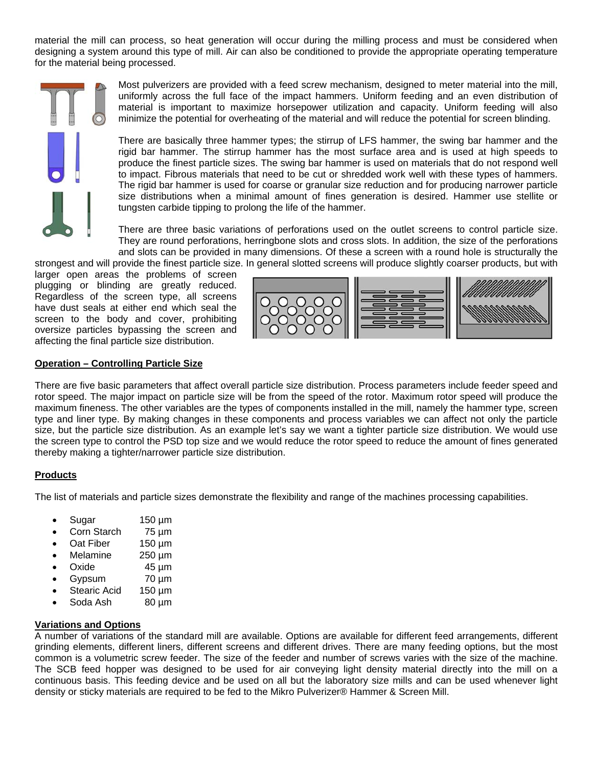material the mill can process, so heat generation will occur during the milling process and must be considered when designing a system around this type of mill. Air can also be conditioned to provide the appropriate operating temperature for the material being processed.

Most pulverizers are provided with a feed screw mechanism, designed to meter material into the mill, uniformly across the full face of the impact hammers. Uniform feeding and an even distribution of material is important to maximize horsepower utilization and capacity. Uniform feeding will also minimize the potential for overheating of the material and will reduce the potential for screen blinding.

There are basically three hammer types; the stirrup of LFS hammer, the swing bar hammer and the rigid bar hammer. The stirrup hammer has the most surface area and is used at high speeds to produce the finest particle sizes. The swing bar hammer is used on materials that do not respond well to impact. Fibrous materials that need to be cut or shredded work well with these types of hammers. The rigid bar hammer is used for coarse or granular size reduction and for producing narrower particle size distributions when a minimal amount of fines generation is desired. Hammer use stellite or tungsten carbide tipping to prolong the life of the hammer.

There are three basic variations of perforations used on the outlet screens to control particle size. They are round perforations, herringbone slots and cross slots. In addition, the size of the perforations and slots can be provided in many dimensions. Of these a screen with a round hole is structurally the strongest and will provide the finest particle size. In general slotted screens will produce slightly coarser products, but with larger open areas the problems of screen plugging or blinding are greatly reduced. Regardless of the screen type, all screens have dust seals at either end which seal the screen to the body and cover, prohibiting oversize particles bypassing the screen and affecting the final particle size distribution.

**Operation – Controlling Particle Size**

There are five basic parameters that affect overall particle size distribution. Process parameters include feeder speed and rotor speed. The major impact on particle size will be from the speed of the rotor. Maximum rotor speed will produce the maximum fineness. The other variables are the types of components installed in the mill, namely the hammer type, screen type and liner type. By making changes in these components and process variables we can affect not only the particle size, but the particle size distribution. As an example let's say we want a tighter particle size distribution. We would use the screen type to control the PSD top size and we would reduce the rotor speed to reduce the amount of fines generated thereby making a tighter/narrower particle size distribution.

**Products**

The list of materials and particle sizes demonstrate the flexibility and range of the machines processing capabilities.

- Sugar 150 µm
- Corn Starch 75 µm
- Oat Fiber 150 µm
- Melamine 250 µm
- Oxide 45 µm
- Gypsum 70 µm
- Stearic Acid 150 µm
- Soda Ash 80 µm

**Variations and Options**

A number of variations of the standard mill are available. Options are available for different feed arrangements, different grinding elements, different liners, different screens and different drives. There are many feeding options, but the most common is a volumetric screw feeder. The size of the feeder and number of screws varies with the size of the machine. The SCB feed hopper was designed to be used for air conveying light density material directly into the mill on a continuous basis. This feeding device and be used on all but the laboratory size mills and can be used whenever light density or sticky materials are required to be fed to the Mikro Pulverizer® Hammer & Screen Mill.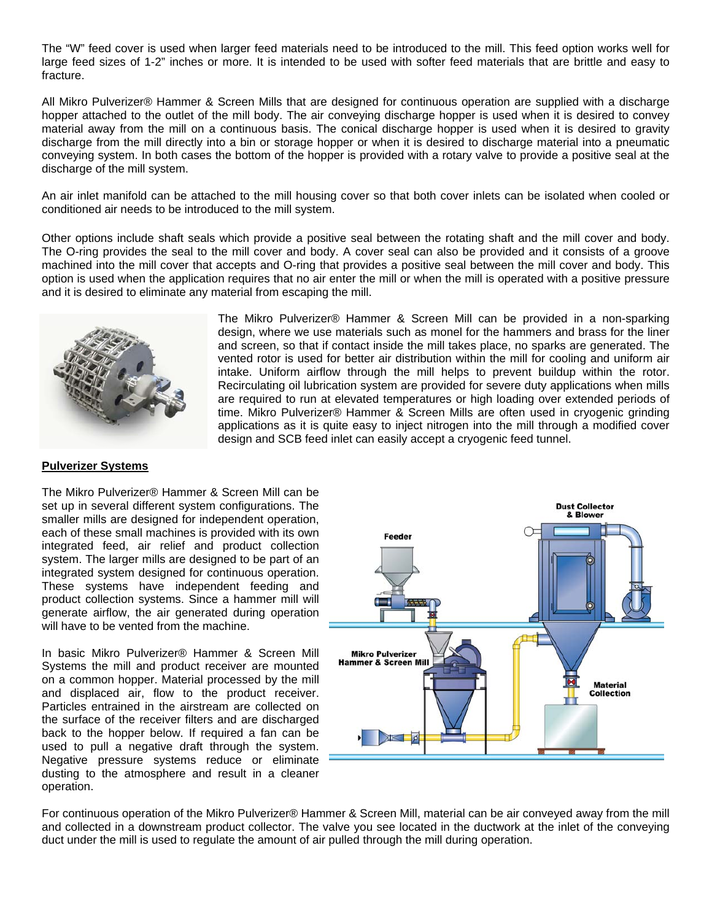The "W" feed cover is used when larger feed materials need to be introduced to the mill. This feed option works well for large feed sizes of 1-2" inches or more. It is intended to be used with softer feed materials that are brittle and easy to fracture.

All Mikro Pulverizer® Hammer & Screen Mills that are designed for continuous operation are supplied with a discharge hopper attached to the outlet of the mill body. The air conveying discharge hopper is used when it is desired to convey material away from the mill on a continuous basis. The conical discharge hopper is used when it is desired to gravity discharge from the mill directly into a bin or storage hopper or when it is desired to discharge material into a pneumatic conveying system. In both cases the bottom of the hopper is provided with a rotary valve to provide a positive seal at the discharge of the mill system.

An air inlet manifold can be attached to the mill housing cover so that both cover inlets can be isolated when cooled or conditioned air needs to be introduced to the mill system.

Other options include shaft seals which provide a positive seal between the rotating shaft and the mill cover and body. The O-ring provides the seal to the mill cover and body. A cover seal can also be provided and it consists of a groove machined into the mill cover that accepts and O-ring that provides a positive seal between the mill cover and body. This option is used when the application requires that no air enter the mill or when the mill is operated with a positive pressure and it is desired to eliminate any material from escaping the mill.

The Mikro Pulverizer® Hammer & Screen Mill can be provided in a non-sparking design, where we use materials such as monel for the hammers and brass for the liner and screen, so that if contact inside the mill takes place, no sparks are generated. The vented rotor is used for better air distribution within the mill for cooling and uniform air intake. Uniform airflow through the mill helps to prevent buildup within the rotor. Recirculating oil lubrication system are provided for severe duty applications when mills are required to run at elevated temperatures or high loading over extended periods of time. Mikro Pulverizer® Hammer & Screen Mills are often used in cryogenic grinding applications as it is quite easy to inject nitrogen into the mill through a modified cover design and SCB feed inlet can easily accept a cryogenic feed tunnel.

**Pulverizer Systems**

The Mikro Pulverizer® Hammer & Screen Mill can be set up in several different system configurations. The smaller mills are designed for independent operation, each of these small machines is provided with its own integrated feed, air relief and product collection system. The larger mills are designed to be part of an integrated system designed for continuous operation. These systems have independent feeding and product collection systems. Since a hammer mill will generate airflow, the air generated during operation will have to be vented from the machine.

In basic Mikro Pulverizer® Hammer & Screen Mill Systems the mill and product receiver are mounted on a common hopper. Material processed by the mill and displaced air, flow to the product receiver. Particles entrained in the airstream are collected on the surface of the receiver filters and are discharged back to the hopper below. If required a fan can be used to pull a negative draft through the system. Negative pressure systems reduce or eliminate dusting to the atmosphere and result in a cleaner operation.

For continuous operation of the Mikro Pulverizer® Hammer & Screen Mill, material can be air conveyed away from the mill and collected in a downstream product collector. The valve you see located in the ductwork at the inlet of the conveying duct under the mill is used to regulate the amount of air pulled through the mill during operation.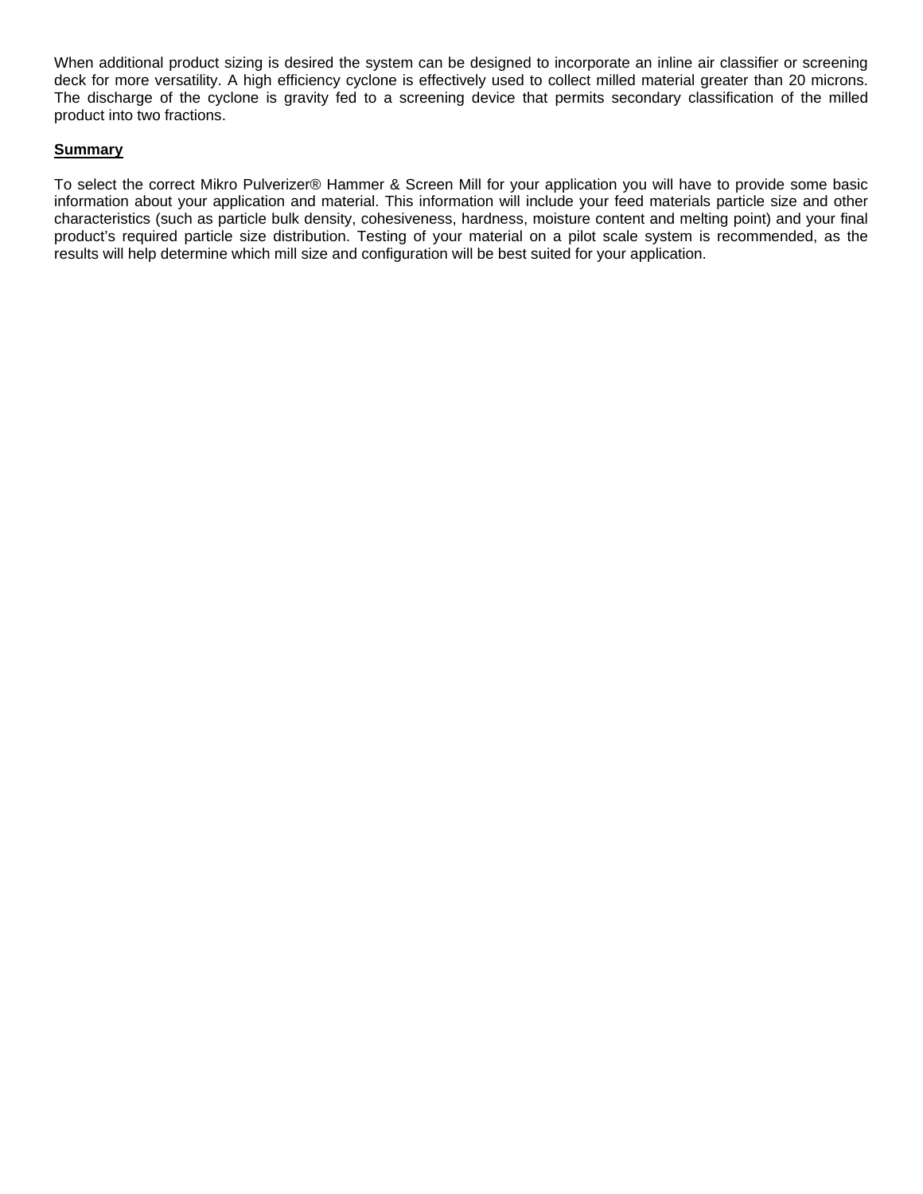When additional product sizing is desired the system can be designed to incorporate an inline air classifier or screening deck for more versatility. A high efficiency cyclone is effectively used to collect milled material greater than 20 microns. The discharge of the cyclone is gravity fed to a screening device that permits secondary classification of the milled product into two fractions.

**Summary**

To select the correct Mikro Pulverizer® Hammer & Screen Mill for your application you will have to provide some basic information about your application and material. This information will include your feed materials particle size and other characteristics (such as particle bulk density, cohesiveness, hardness, moisture content and melting point) and your final product's required particle size distribution. Testing of your material on a pilot scale system is recommended, as the results will help determine which mill size and configuration will be best suited for your application.